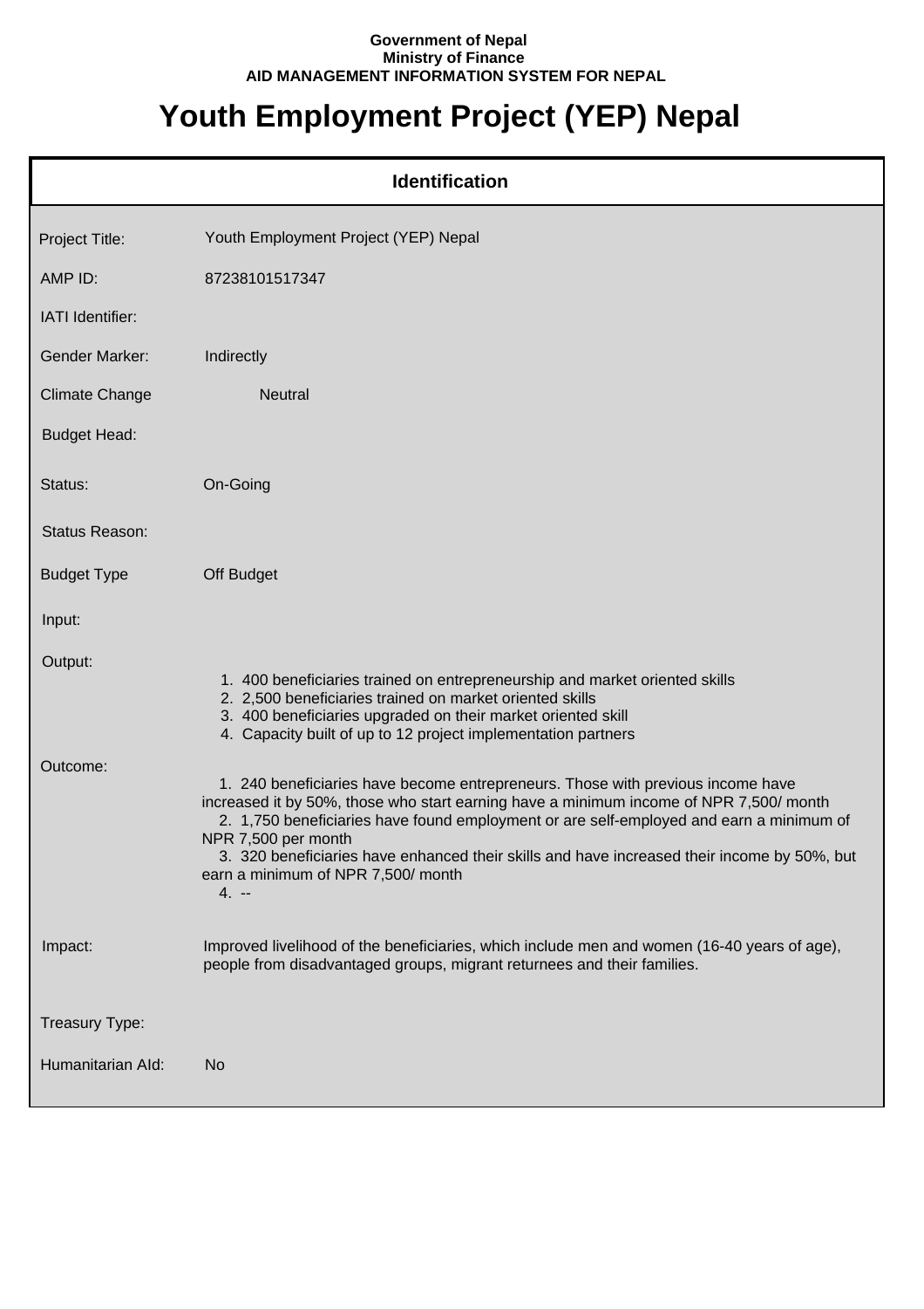**Government of Nepal**
**Ministry of Finance**
**AID MANAGEMENT INFORMATION SYSTEM FOR NEPAL**

# Youth Employment Project (YEP) Nepal

## Identification

| | |
|---|---|
| Project Title: | Youth Employment Project (YEP) Nepal |
| AMP ID: | 87238101517347 |
| IATI Identifier: | |
| Gender Marker: | Indirectly |
| Climate Change | Neutral |
| Budget Head: | |
| Status: | On-Going |
| Status Reason: | |
| Budget Type | Off Budget |
| Input: | |
| Output: | 1. 400 beneficiaries trained on entrepreneurship and market oriented skills<br>2. 2,500 beneficiaries trained on market oriented skills<br>3. 400 beneficiaries upgraded on their market oriented skill<br>4. Capacity built of up to 12 project implementation partners |
| Outcome: | 1. 240 beneficiaries have become entrepreneurs. Those with previous income have increased it by 50%, those who start earning have a minimum income of NPR 7,500/ month<br>2. 1,750 beneficiaries have found employment or are self-employed and earn a minimum of NPR 7,500 per month<br>3. 320 beneficiaries have enhanced their skills and have increased their income by 50%, but earn a minimum of NPR 7,500/ month<br>4. -- |
| Impact: | Improved livelihood of the beneficiaries, which include men and women (16-40 years of age), people from disadvantaged groups, migrant returnees and their families. |
| Treasury Type: | |
| Humanitarian AId: | No |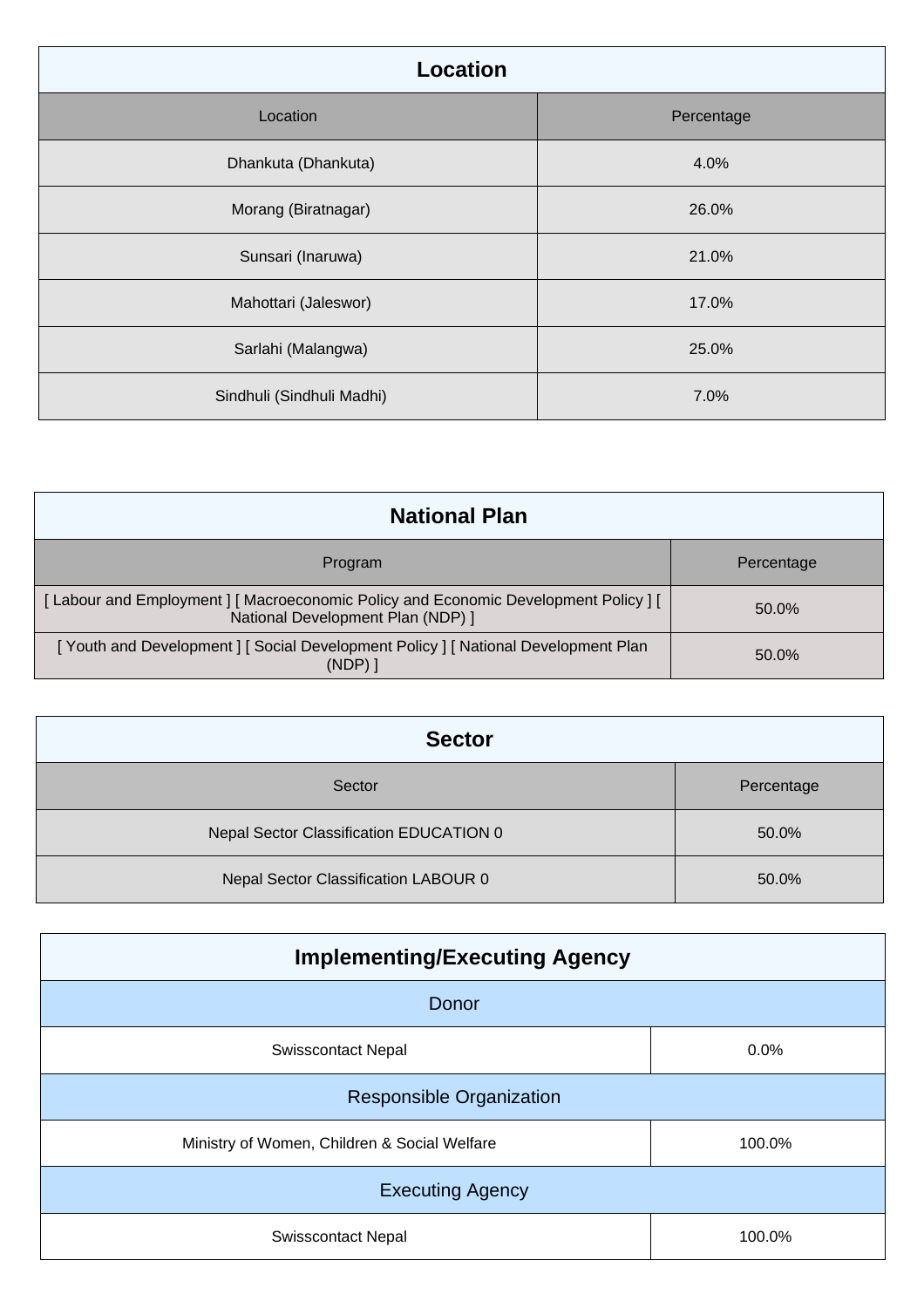| Location | |
|---|---|
| Location | Percentage |
| Dhankuta (Dhankuta) | 4.0% |
| Morang (Biratnagar) | 26.0% |
| Sunsari (Inaruwa) | 21.0% |
| Mahottari (Jaleswor) | 17.0% |
| Sarlahi (Malangwa) | 25.0% |
| Sindhuli (Sindhuli Madhi) | 7.0% |

| National Plan | |
|---|---|
| Program | Percentage |
| [ Labour and Employment ] [ Macroeconomic Policy and Economic Development Policy ] [ National Development Plan (NDP) ] | 50.0% |
| [ Youth and Development ] [ Social Development Policy ] [ National Development Plan (NDP) ] | 50.0% |

| Sector | |
|---|---|
| Sector | Percentage |
| Nepal Sector Classification EDUCATION 0 | 50.0% |
| Nepal Sector Classification LABOUR 0 | 50.0% |

| Implementing/Executing Agency | |
|---|---|
| Donor | |
| Swisscontact Nepal | 0.0% |
| Responsible Organization | |
| Ministry of Women, Children & Social Welfare | 100.0% |
| Executing Agency | |
| Swisscontact Nepal | 100.0% |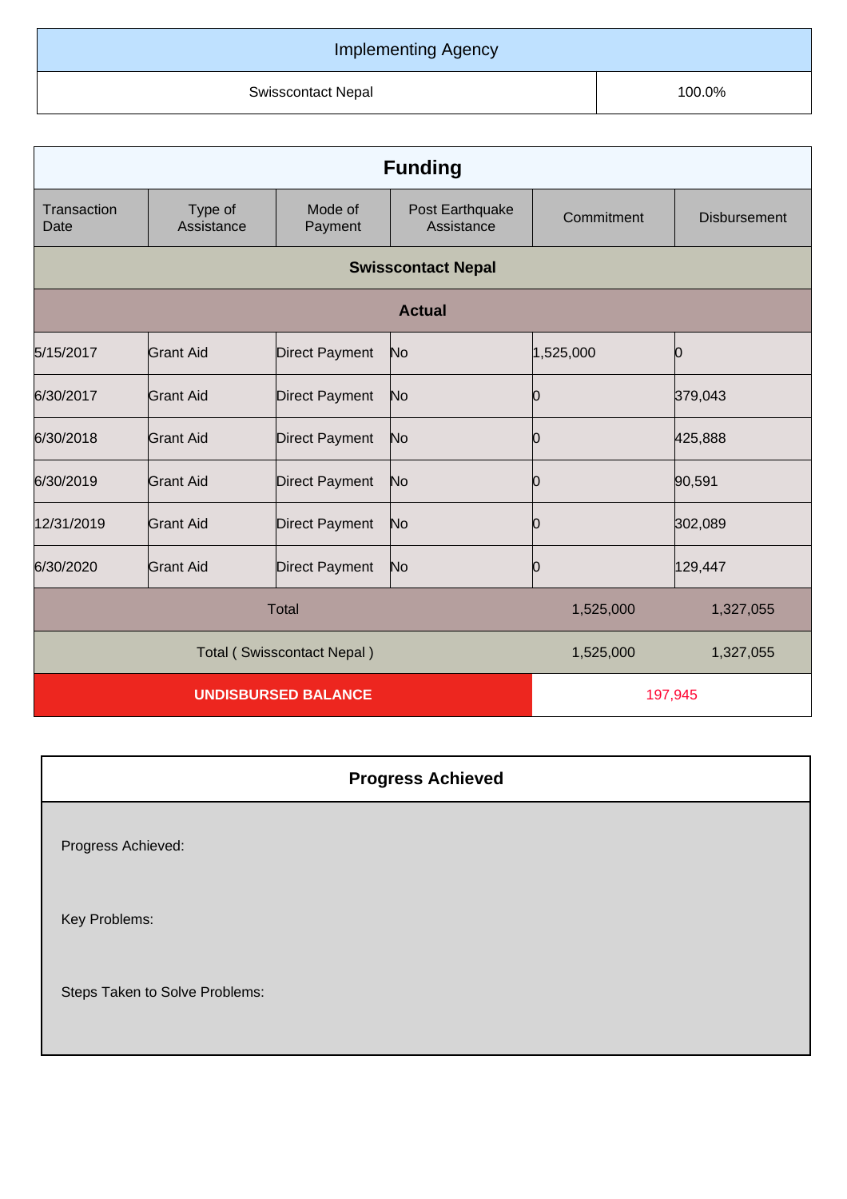| Implementing Agency | |
|---|---|
| Swisscontact Nepal | 100.0% |

## Funding

| Transaction Date | Type of Assistance | Mode of Payment | Post Earthquake Assistance | Commitment | Disbursement |
|---|---|---|---|---|---|
| **Swisscontact Nepal** | | | | | |
| **Actual** | | | | | |
| 5/15/2017 | Grant Aid | Direct Payment | No | 1,525,000 | 0 |
| 6/30/2017 | Grant Aid | Direct Payment | No | 0 | 379,043 |
| 6/30/2018 | Grant Aid | Direct Payment | No | 0 | 425,888 |
| 6/30/2019 | Grant Aid | Direct Payment | No | 0 | 90,591 |
| 12/31/2019 | Grant Aid | Direct Payment | No | 0 | 302,089 |
| 6/30/2020 | Grant Aid | Direct Payment | No | 0 | 129,447 |
| Total | | | | 1,525,000 | 1,327,055 |
| Total ( Swisscontact Nepal ) | | | | 1,525,000 | 1,327,055 |
| **UNDISBURSED BALANCE** | | | | 197,945 | |

## Progress Achieved

Progress Achieved:

Key Problems:

Steps Taken to Solve Problems: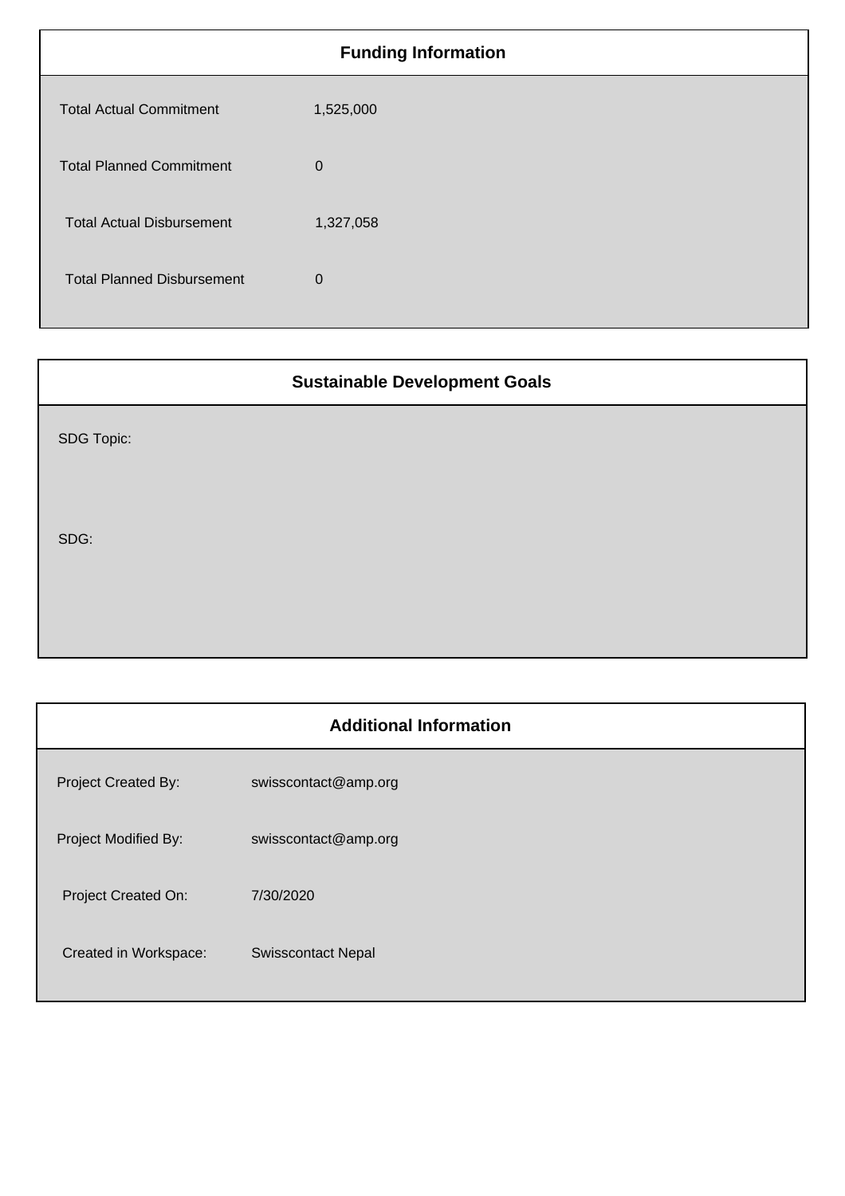## Funding Information

| | |
|---|---|
| Total Actual Commitment | 1,525,000 |
| Total Planned Commitment | 0 |
| Total Actual Disbursement | 1,327,058 |
| Total Planned Disbursement | 0 |

## Sustainable Development Goals

SDG Topic:

SDG:

## Additional Information

| | |
|---|---|
| Project Created By: | swisscontact@amp.org |
| Project Modified By: | swisscontact@amp.org |
| Project Created On: | 7/30/2020 |
| Created in Workspace: | Swisscontact Nepal |